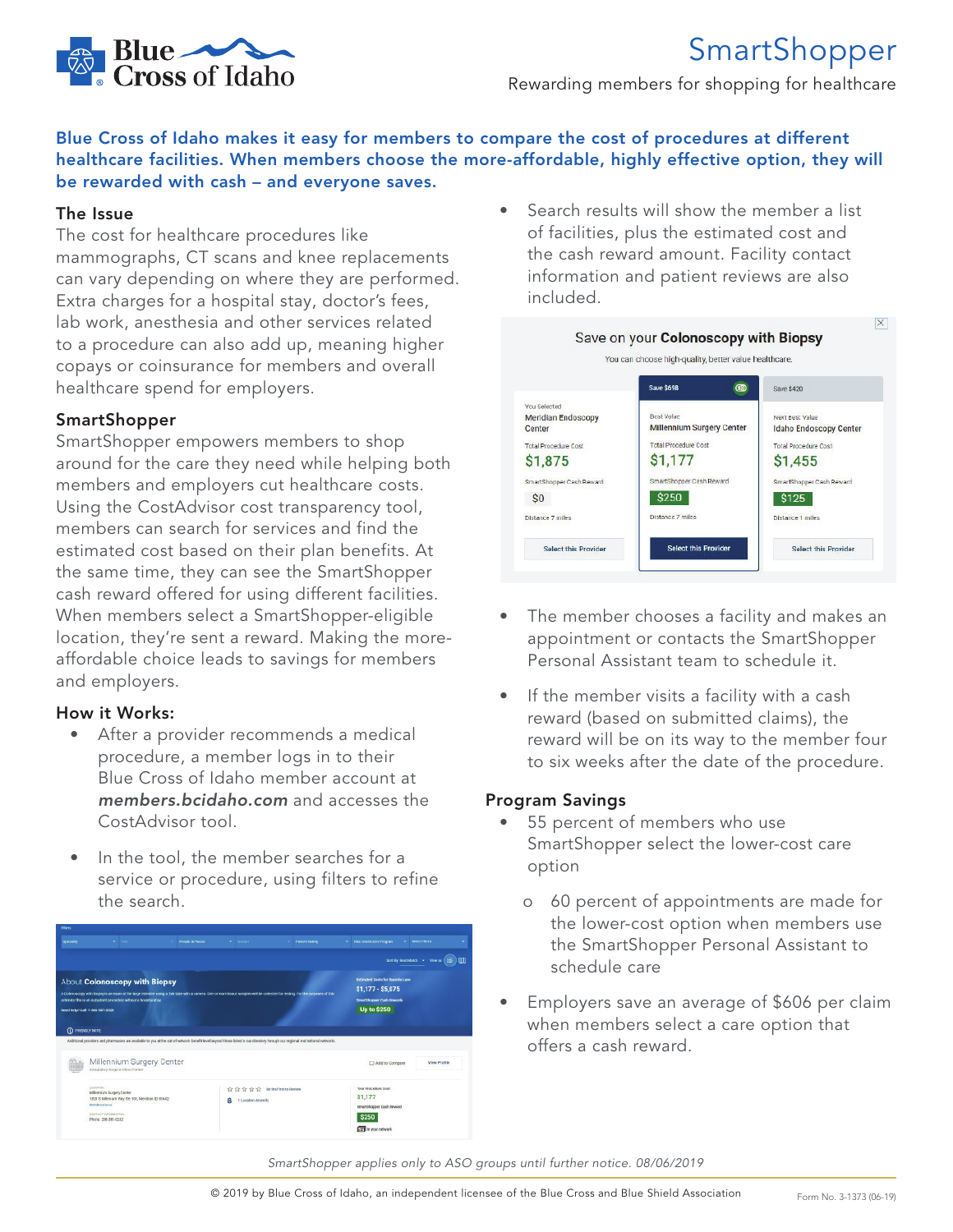# SmartShopper

Rewarding members for shopping for healthcare

**Blue Cross of Idaho makes it easy for members to compare the cost of procedures at different healthcare facilities. When members choose the more-affordable, highly effective option, they will be rewarded with cash – and everyone saves.**

## The Issue

The cost for healthcare procedures like mammographs, CT scans and knee replacements can vary depending on where they are performed. Extra charges for a hospital stay, doctor's fees, lab work, anesthesia and other services related to a procedure can also add up, meaning higher copays or coinsurance for members and overall healthcare spend for employers.

## SmartShopper

SmartShopper empowers members to shop around for the care they need while helping both members and employers cut healthcare costs. Using the CostAdvisor cost transparency tool, members can search for services and find the estimated cost based on their plan benefits. At the same time, they can see the SmartShopper cash reward offered for using different facilities. When members select a SmartShopper-eligible location, they're sent a reward. Making the more-affordable choice leads to savings for members and employers.

## How it Works:

- After a provider recommends a medical procedure, a member logs in to their Blue Cross of Idaho member account at ***members.bcidaho.com*** and accesses the CostAdvisor tool.
- In the tool, the member searches for a service or procedure, using filters to refine the search.
- Search results will show the member a list of facilities, plus the estimated cost and the cash reward amount. Facility contact information and patient reviews are also included.
- The member chooses a facility and makes an appointment or contacts the SmartShopper Personal Assistant team to schedule it.
- If the member visits a facility with a cash reward (based on submitted claims), the reward will be on its way to the member four to six weeks after the date of the procedure.

## Program Savings

- 55 percent of members who use SmartShopper select the lower-cost care option
  - 60 percent of appointments are made for the lower-cost option when members use the SmartShopper Personal Assistant to schedule care
- Employers save an average of $606 per claim when members select a care option that offers a cash reward.

*SmartShopper applies only to ASO groups until further notice. 08/06/2019*

© 2019 by Blue Cross of Idaho, an independent licensee of the Blue Cross and Blue Shield Association

Form No. 3-1373 (06-19)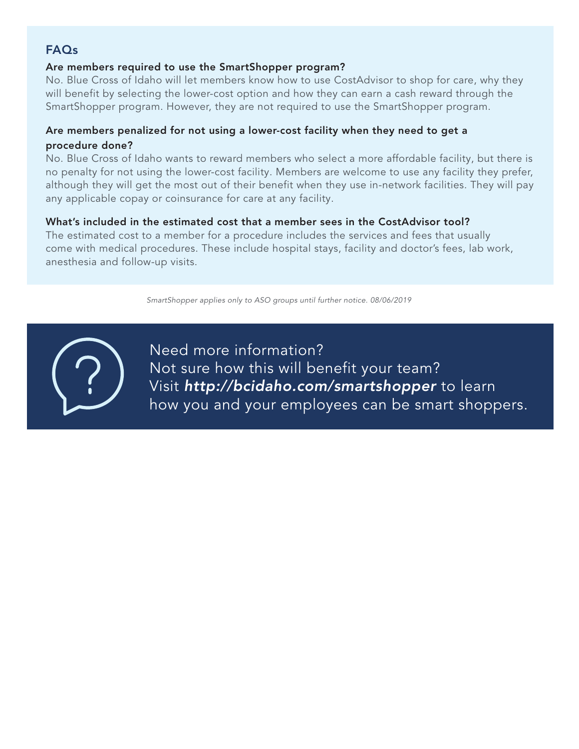## FAQs

**Are members required to use the SmartShopper program?**

No. Blue Cross of Idaho will let members know how to use CostAdvisor to shop for care, why they will benefit by selecting the lower-cost option and how they can earn a cash reward through the SmartShopper program. However, they are not required to use the SmartShopper program.

**Are members penalized for not using a lower-cost facility when they need to get a procedure done?**

No. Blue Cross of Idaho wants to reward members who select a more affordable facility, but there is no penalty for not using the lower-cost facility. Members are welcome to use any facility they prefer, although they will get the most out of their benefit when they use in-network facilities. They will pay any applicable copay or coinsurance for care at any facility.

**What's included in the estimated cost that a member sees in the CostAdvisor tool?**

The estimated cost to a member for a procedure includes the services and fees that usually come with medical procedures. These include hospital stays, facility and doctor's fees, lab work, anesthesia and follow-up visits.

*SmartShopper applies only to ASO groups until further notice. 08/06/2019*

Need more information?
Not sure how this will benefit your team?
Visit ***http://bcidaho.com/smartshopper*** to learn how you and your employees can be smart shoppers.